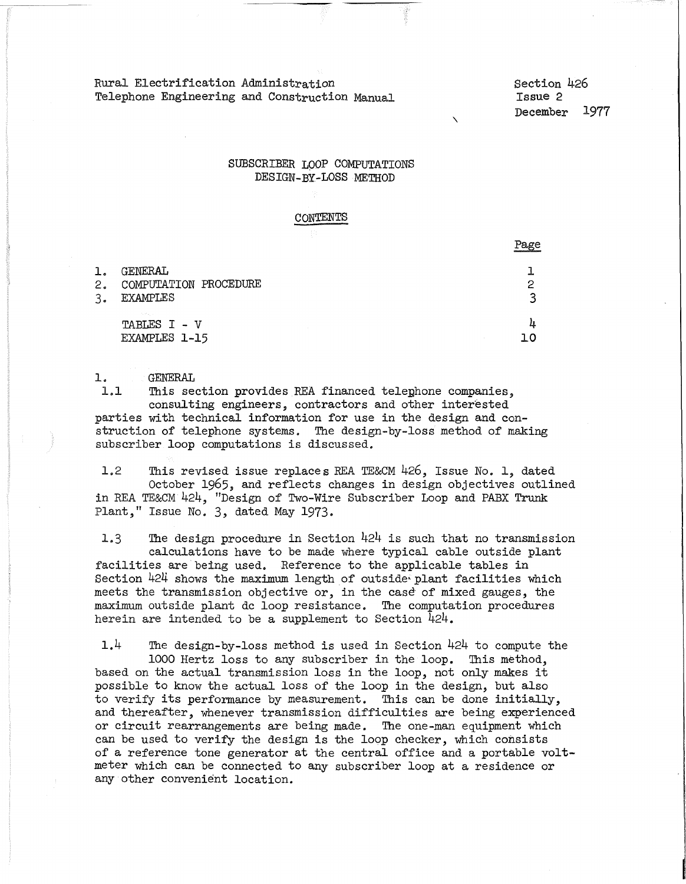Rural Electrification Administration
Telephone Engineering and Construction Manual

Section 426
Issue 2
December 1977

# SUBSCRIBER LOOP COMPUTATIONS
# DESIGN-BY-LOSS METHOD

## CONTENTS

| | | Page |
|---|---|---|
| 1. | GENERAL | 1 |
| 2. | COMPUTATION PROCEDURE | 2 |
| 3. | EXAMPLES | 3 |
| | TABLES I - V | 4 |
| | EXAMPLES 1-15 | 10 |

## 1. GENERAL

1.1 This section provides REA financed telephone companies, consulting engineers, contractors and other interested parties with technical information for use in the design and construction of telephone systems. The design-by-loss method of making subscriber loop computations is discussed.

1.2 This revised issue replaces REA TE&CM 426, Issue No. 1, dated October 1965, and reflects changes in design objectives outlined in REA TE&CM 424, "Design of Two-Wire Subscriber Loop and PABX Trunk Plant," Issue No. 3, dated May 1973.

1.3 The design procedure in Section 424 is such that no transmission calculations have to be made where typical cable outside plant facilities are being used. Reference to the applicable tables in Section 424 shows the maximum length of outside plant facilities which meets the transmission objective or, in the case of mixed gauges, the maximum outside plant dc loop resistance. The computation procedures herein are intended to be a supplement to Section 424.

1.4 The design-by-loss method is used in Section 424 to compute the 1000 Hertz loss to any subscriber in the loop. This method, based on the actual transmission loss in the loop, not only makes it possible to know the actual loss of the loop in the design, but also to verify its performance by measurement. This can be done initially, and thereafter, whenever transmission difficulties are being experienced or circuit rearrangements are being made. The one-man equipment which can be used to verify the design is the loop checker, which consists of a reference tone generator at the central office and a portable voltmeter which can be connected to any subscriber loop at a residence or any other convenient location.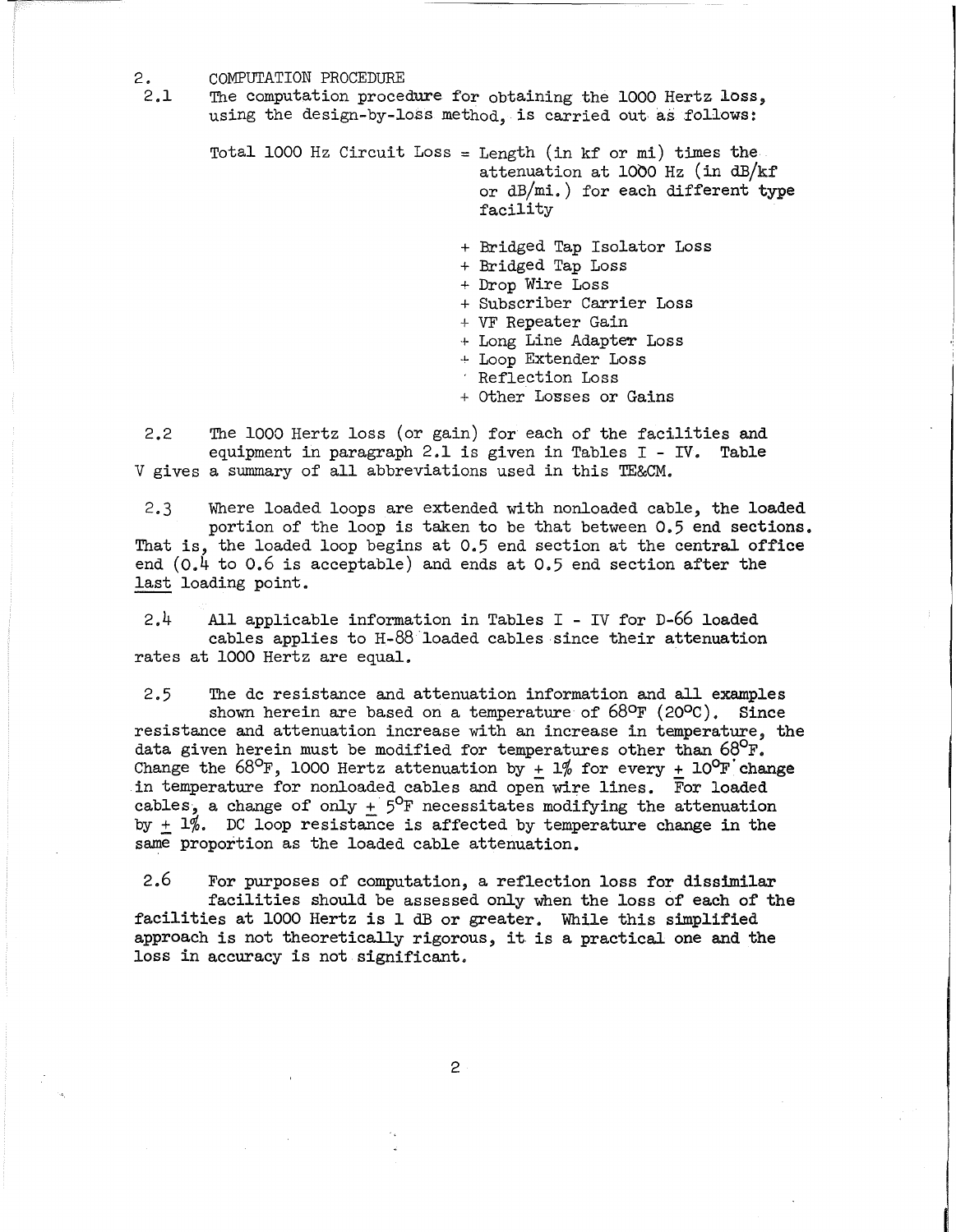## 2. COMPUTATION PROCEDURE

2.1 The computation procedure for obtaining the 1000 Hertz loss, using the design-by-loss method, is carried out as follows:

Total 1000 Hz Circuit Loss = Length (in kf or mi) times the attenuation at 1000 Hz (in dB/kf or dB/mi.) for each different type facility

+ Bridged Tap Isolator Loss
+ Bridged Tap Loss
+ Drop Wire Loss
+ Subscriber Carrier Loss
+ VF Repeater Gain
+ Long Line Adapter Loss
+ Loop Extender Loss
+ Reflection Loss
+ Other Losses or Gains

2.2 The 1000 Hertz loss (or gain) for each of the facilities and equipment in paragraph 2.1 is given in Tables I - IV. Table V gives a summary of all abbreviations used in this TE&CM.

2.3 Where loaded loops are extended with nonloaded cable, the loaded portion of the loop is taken to be that between 0.5 end sections. That is, the loaded loop begins at 0.5 end section at the central office end (0.4 to 0.6 is acceptable) and ends at 0.5 end section after the last loading point.

2.4 All applicable information in Tables I - IV for D-66 loaded cables applies to H-88 loaded cables since their attenuation rates at 1000 Hertz are equal.

2.5 The dc resistance and attenuation information and all examples shown herein are based on a temperature of 68°F (20°C). Since resistance and attenuation increase with an increase in temperature, the data given herein must be modified for temperatures other than 68°F. Change the 68°F, 1000 Hertz attenuation by ± 1% for every ± 10°F change in temperature for nonloaded cables and open wire lines. For loaded cables, a change of only ± 5°F necessitates modifying the attenuation by ± 1%. DC loop resistance is affected by temperature change in the same proportion as the loaded cable attenuation.

2.6 For purposes of computation, a reflection loss for dissimilar facilities should be assessed only when the loss of each of the facilities at 1000 Hertz is 1 dB or greater. While this simplified approach is not theoretically rigorous, it is a practical one and the loss in accuracy is not significant.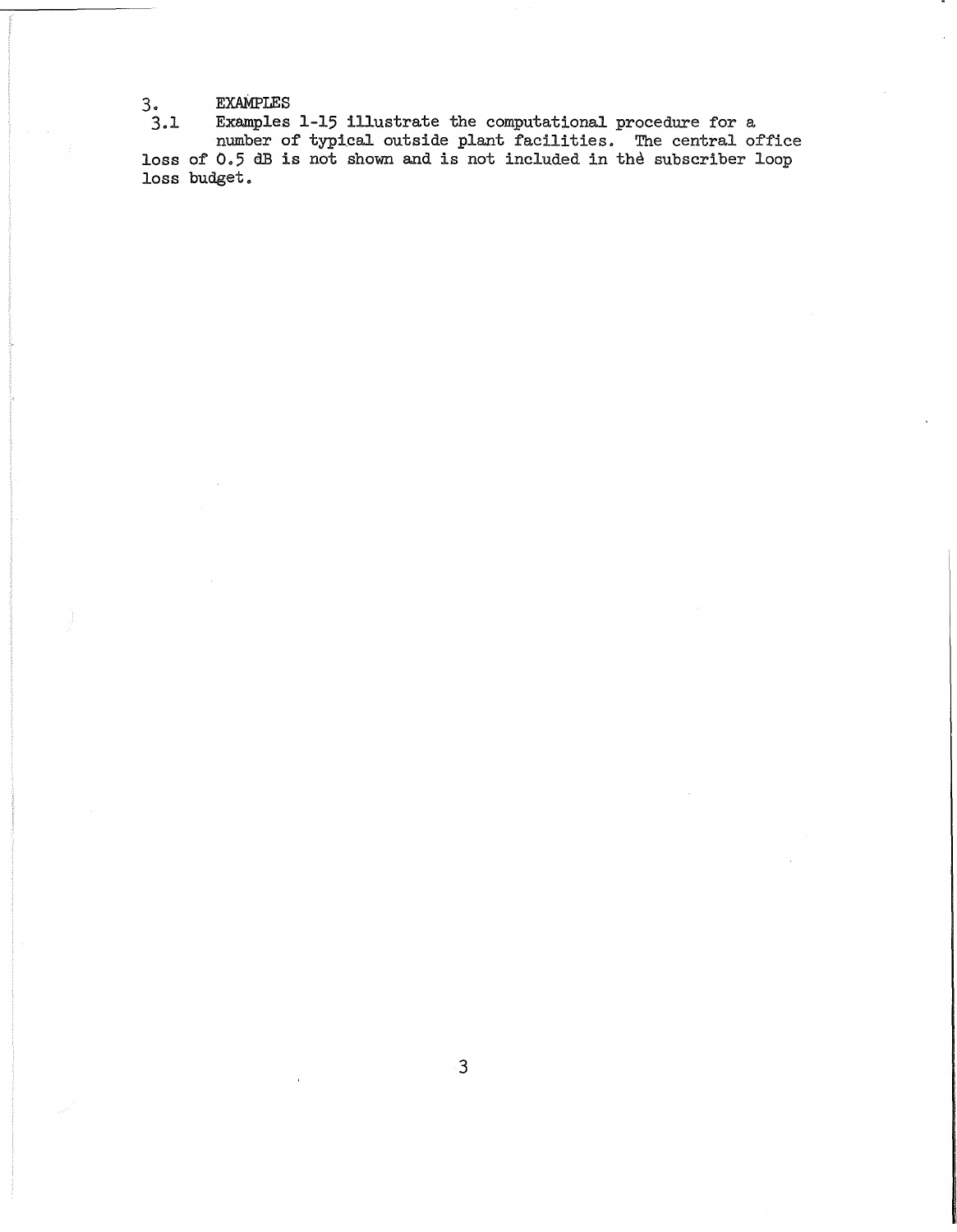## 3. EXAMPLES

3.1 Examples 1-15 illustrate the computational procedure for a number of typical outside plant facilities. The central office loss of 0.5 dB is not shown and is not included in the subscriber loop loss budget.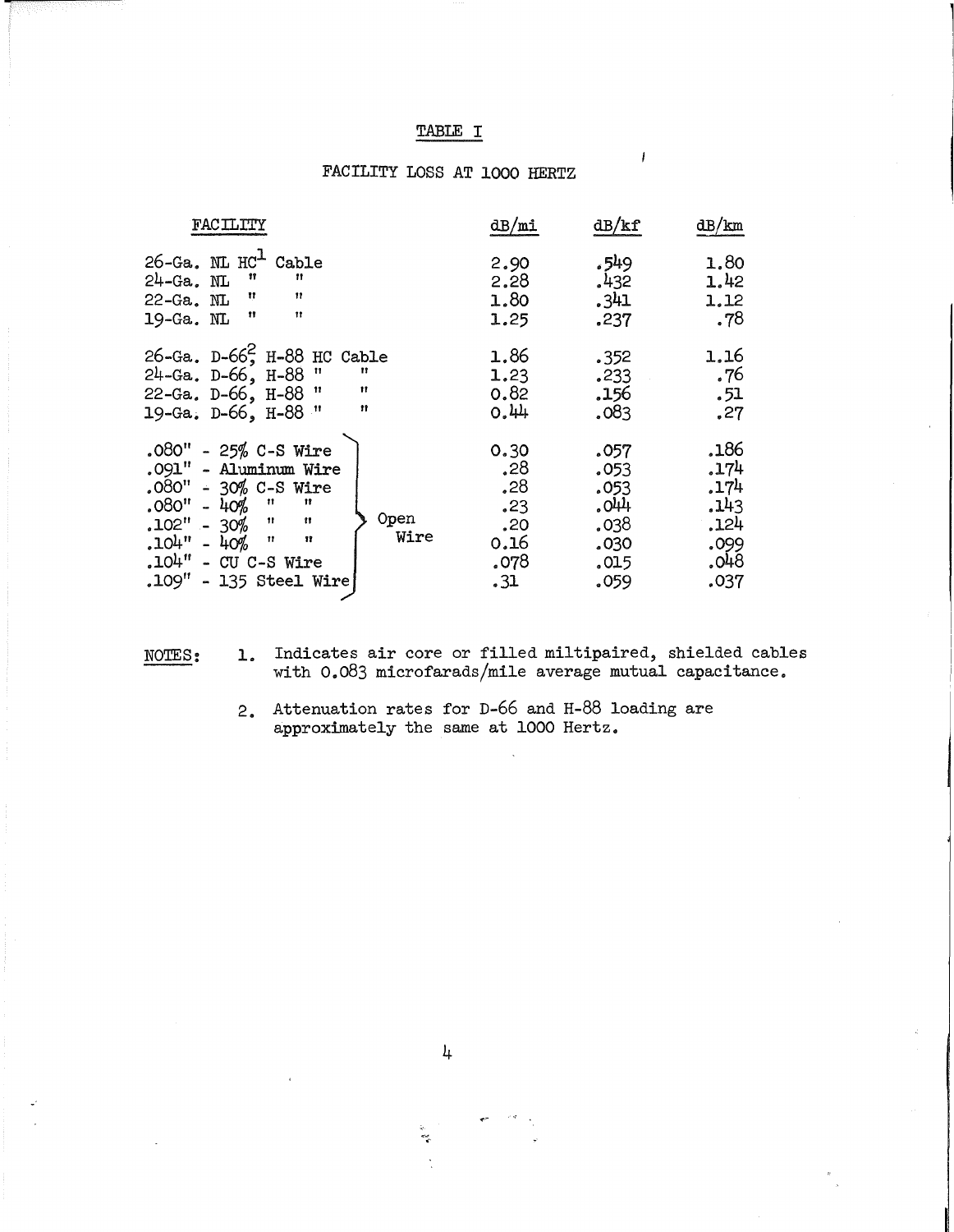# TABLE I

## FACILITY LOSS AT 1000 HERTZ

| FACILITY | | dB/mi | dB/kf | dB/km |
|---|---|---|---|---|
| 26-Ga. NL HC[1] Cable | | 2.90 | .549 | 1.80 |
| 24-Ga. NL " " | | 2.28 | .432 | 1.42 |
| 22-Ga. NL " " | | 1.80 | .341 | 1.12 |
| 19-Ga. NL " " | | 1.25 | .237 | .78 |
| 26-Ga. D-66,[2] H-88 HC Cable | | 1.86 | .352 | 1.16 |
| 24-Ga. D-66, H-88 " " | | 1.23 | .233 | .76 |
| 22-Ga. D-66, H-88 " " | | 0.82 | .156 | .51 |
| 19-Ga. D-66, H-88 " " | | 0.44 | .083 | .27 |
| .080" - 25% C-S Wire | Open Wire | 0.30 | .057 | .186 |
| .091" - Aluminum Wire | Open Wire | .28 | .053 | .174 |
| .080" - 30% C-S Wire | Open Wire | .28 | .053 | .174 |
| .080" - 40% " " | Open Wire | .23 | .044 | .143 |
| .102" - 30% " " | Open Wire | .20 | .038 | .124 |
| .104" - 40% " " | Open Wire | 0.16 | .030 | .099 |
| .104" - CU C-S Wire | Open Wire | .078 | .015 | .048 |
| .109" - 135 Steel Wire | Open Wire | .31 | .059 | .037 |

NOTES:

1. Indicates air core or filled miltipaired, shielded cables with 0.083 microfarads/mile average mutual capacitance.

2. Attenuation rates for D-66 and H-88 loading are approximately the same at 1000 Hertz.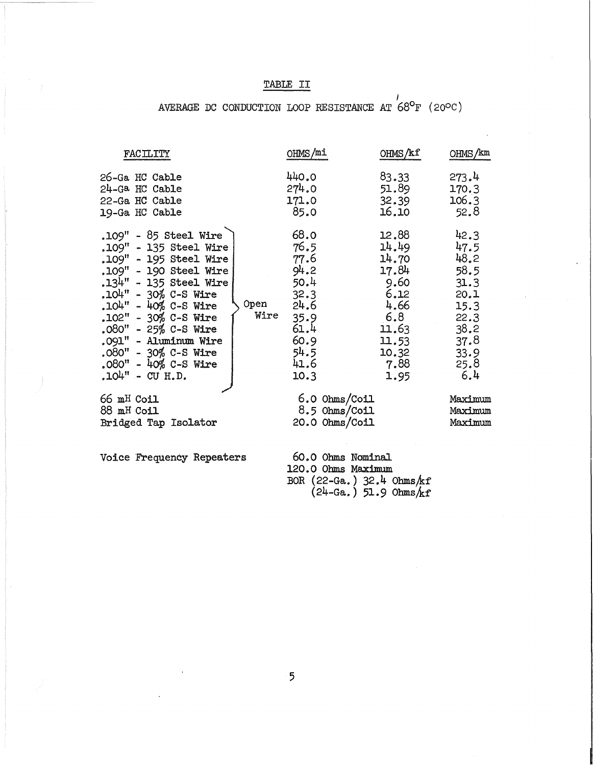## TABLE II

### AVERAGE DC CONDUCTION LOOP RESISTANCE AT 68°F (20°C)

| FACILITY | | OHMS/mi | OHMS/kf | OHMS/km |
|---|---|---|---|---|
| 26-Ga HC Cable | | 440.0 | 83.33 | 273.4 |
| 24-Ga HC Cable | | 274.0 | 51.89 | 170.3 |
| 22-Ga HC Cable | | 171.0 | 32.39 | 106.3 |
| 19-Ga HC Cable | | 85.0 | 16.10 | 52.8 |
| .109" - 85 Steel Wire | Open Wire | 68.0 | 12.88 | 42.3 |
| .109" - 135 Steel Wire | Open Wire | 76.5 | 14.49 | 47.5 |
| .109" - 195 Steel Wire | Open Wire | 77.6 | 14.70 | 48.2 |
| .109" - 190 Steel Wire | Open Wire | 94.2 | 17.84 | 58.5 |
| .134" - 135 Steel Wire | Open Wire | 50.4 | 9.60 | 31.3 |
| .104" - 30% C-S Wire | Open Wire | 32.3 | 6.12 | 20.1 |
| .104" - 40% C-S Wire | Open Wire | 24.6 | 4.66 | 15.3 |
| .102" - 30% C-S Wire | Open Wire | 35.9 | 6.8 | 22.3 |
| .080" - 25% C-S Wire | Open Wire | 61.4 | 11.63 | 38.2 |
| .091" - Aluminum Wire | Open Wire | 60.9 | 11.53 | 37.8 |
| .080" - 30% C-S Wire | Open Wire | 54.5 | 10.32 | 33.9 |
| .080" - 40% C-S Wire | Open Wire | 41.6 | 7.88 | 25.8 |
| .104" - CU H.D. | Open Wire | 10.3 | 1.95 | 6.4 |
| 66 mH Coil | | 6.0 Ohms/Coil | | Maximum |
| 88 mH Coil | | 8.5 Ohms/Coil | | Maximum |
| Bridged Tap Isolator | | 20.0 Ohms/Coil | | Maximum |

Voice Frequency Repeaters

60.0 Ohms Nominal
120.0 Ohms Maximum
BOR (22-Ga.) 32.4 Ohms/kf
(24-Ga.) 51.9 Ohms/kf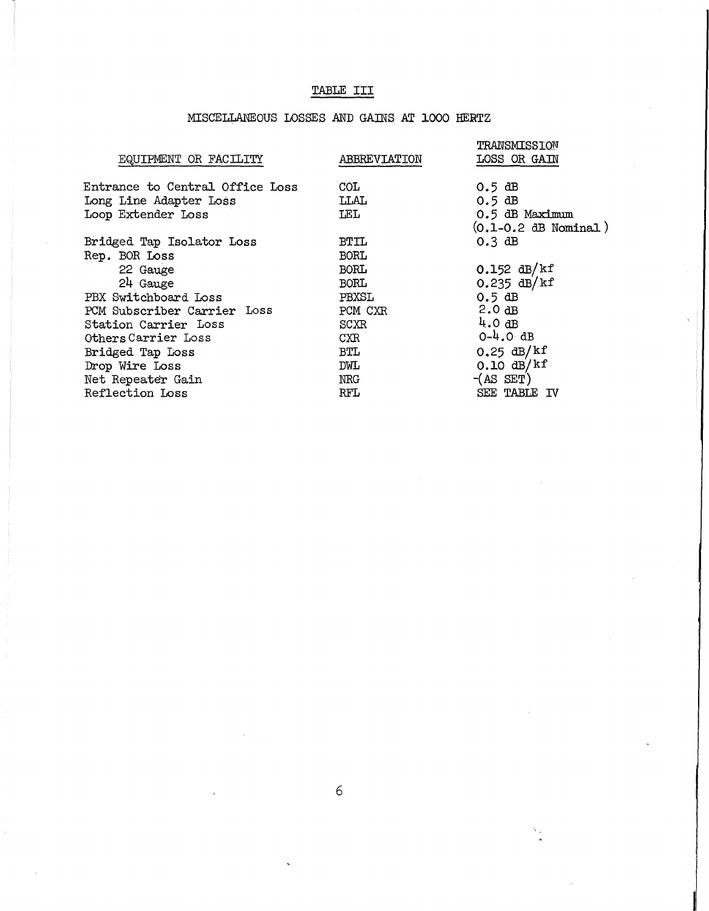# TABLE III

## MISCELLANEOUS LOSSES AND GAINS AT 1000 HERTZ

| EQUIPMENT OR FACILITY | ABBREVIATION | TRANSMISSION LOSS OR GAIN |
|---|---|---|
| Entrance to Central Office Loss | COL | 0.5 dB |
| Long Line Adapter Loss | LLAL | 0.5 dB |
| Loop Extender Loss | LEL | 0.5 dB Maximum (0.1-0.2 dB Nominal) |
| Bridged Tap Isolator Loss | BTIL | 0.3 dB |
| Rep. BOR Loss | BORL | |
| 22 Gauge | BORL | 0.152 dB/kf |
| 24 Gauge | BORL | 0.235 dB/kf |
| PBX Switchboard Loss | PBXSL | 0.5 dB |
| PCM Subscriber Carrier Loss | PCM CXR | 2.0 dB |
| Station Carrier Loss | SCXR | 4.0 dB |
| Others Carrier Loss | CXR | 0-4.0 dB |
| Bridged Tap Loss | BTL | 0.25 dB/kf |
| Drop Wire Loss | DWL | 0.10 dB/kf |
| Net Repeater Gain | NRG | -(AS SET) |
| Reflection Loss | RFL | SEE TABLE IV |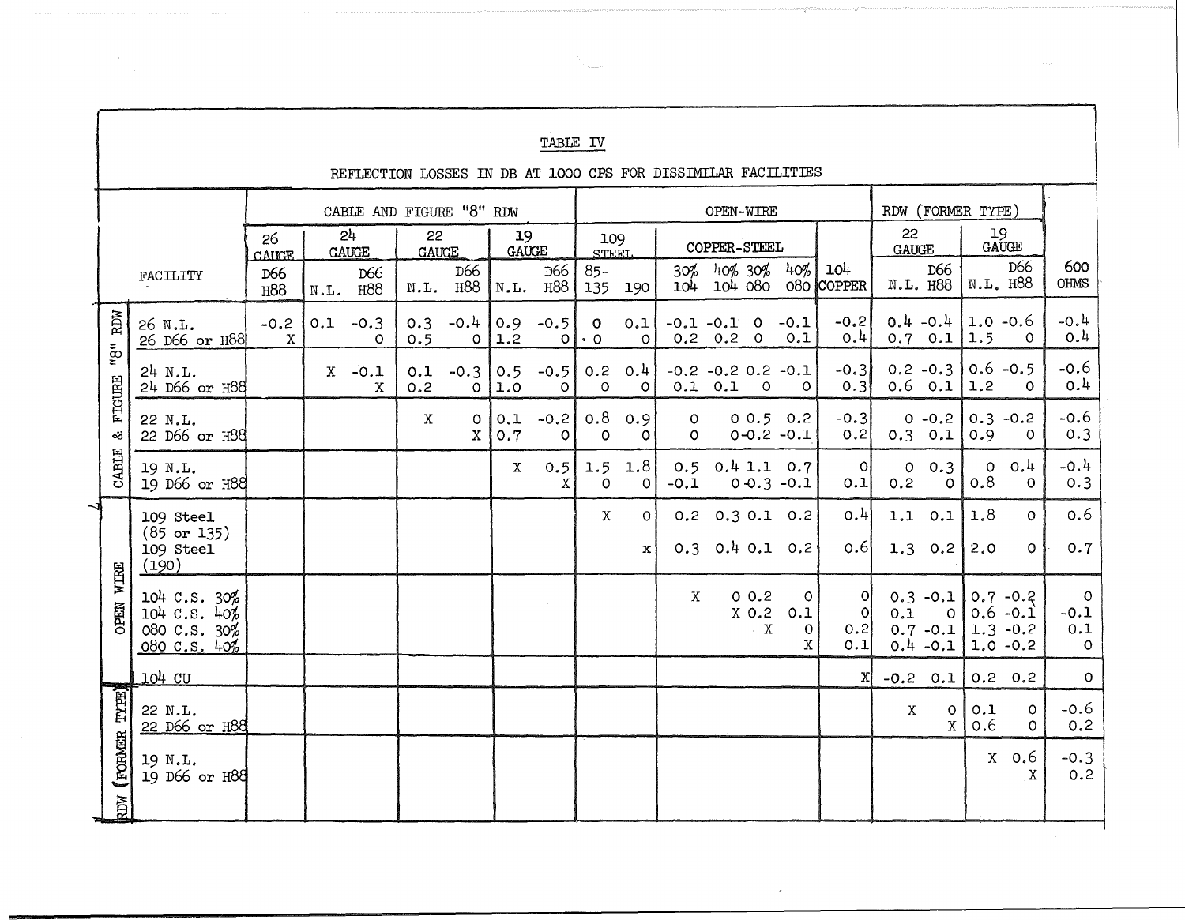# TABLE IV

## REFLECTION LOSSES IN DB AT 1000 CPS FOR DISSIMILAR FACILITIES

| | | CABLE AND FIGURE "8" RDW | | | | | | | OPEN-WIRE | | | | | | | RDW (FORMER TYPE) | | | | |
|---|---|---|---|---|---|---|---|---|---|---|---|---|---|---|---|---|---|---|---|---|
| | | 26 GAUGE | 24 GAUGE | | 22 GAUGE | | 19 GAUGE | | 109 STEEL | | COPPER-STEEL | | | | | 22 GAUGE | | 19 GAUGE | | |
| | FACILITY | D66 H88 | N.L. | D66 H88 | N.L. | D66 H88 | N.L. | D66 H88 | 85-135 | 190 | 30% 104 | 40% 104 | 30% 080 | 40% 080 | 104 COPPER | N.L. | D66 H88 | N.L. | D66 H88 | 600 OHMS |
| CABLE & FIGURE "8" RDW | 26 N.L. | -0.2 | 0.1 | -0.3 | 0.3 | -0.4 | 0.9 | -0.5 | 0 | 0.1 | -0.1 | -0.1 | 0 | -0.1 | -0.2 | 0.4 | -0.4 | 1.0 | -0.6 | -0.4 |
| | 26 D66 or H88 | X | | 0 | 0.5 | 0 | 1.2 | 0 | 0 | 0 | 0.2 | 0.2 | 0 | 0.1 | 0.4 | 0.7 | 0.1 | 1.5 | 0 | 0.4 |
| | 24 N.L. | | X | -0.1 | 0.1 | -0.3 | 0.5 | -0.5 | 0.2 | 0.4 | -0.2 | -0.2 | 0.2 | -0.1 | -0.3 | 0.2 | -0.3 | 0.6 | -0.5 | -0.6 |
| | 24 D66 or H88 | | | X | 0.2 | 0 | 1.0 | 0 | 0 | 0 | 0.1 | 0.1 | 0 | 0 | 0.3 | 0.6 | 0.1 | 1.2 | 0 | 0.4 |
| | 22 N.L. | | | | X | 0 | 0.1 | -0.2 | 0.8 | 0.9 | 0 | 0 | 0.5 | 0.2 | -0.3 | 0 | -0.2 | 0.3 | -0.2 | -0.6 |
| | 22 D66 or H88 | | | | | X | 0.7 | 0 | 0 | 0 | 0 | 0 | -0.2 | -0.1 | 0.2 | 0.3 | 0.1 | 0.9 | 0 | 0.3 |
| | 19 N.L. | | | | | | X | 0.5 | 1.5 | 1.8 | 0.5 | 0.4 | 1.1 | 0.7 | 0 | 0 | 0.3 | 0 | 0.4 | -0.4 |
| | 19 D66 or H88 | | | | | | | X | 0 | 0 | -0.1 | 0 | -0.3 | -0.1 | 0.1 | 0.2 | 0 | 0.8 | 0 | 0.3 |
| OPEN WIRE | 109 Steel (85 or 135) | | | | | | | | X | 0 | 0.2 | 0.3 | 0.1 | 0.2 | 0.4 | 1.1 | 0.1 | 1.8 | 0 | 0.6 |
| | 109 Steel (190) | | | | | | | | | x | 0.3 | 0.4 | 0.1 | 0.2 | 0.6 | 1.3 | 0.2 | 2.0 | 0 | 0.7 |
| | 104 C.S. 30% | | | | | | | | | | X | 0 | 0.2 | 0 | 0 | 0.3 | -0.1 | 0.7 | -0.2 | 0 |
| | 104 C.S. 40% | | | | | | | | | | | X | 0.2 | 0.1 | 0 | 0.1 | 0 | 0.6 | -0.1 | -0.1 |
| | 080 C.S. 30% | | | | | | | | | | | | X | 0 | 0.2 | 0.7 | -0.1 | 1.3 | -0.2 | 0.1 |
| | 080 C.S. 40% | | | | | | | | | | | | | X | 0.1 | 0.4 | -0.1 | 1.0 | -0.2 | 0 |
| | 104 CU | | | | | | | | | | | | | | X | -0.2 | 0.1 | 0.2 | 0.2 | 0 |
| RDW (FORMER TYPE) | 22 N.L. | | | | | | | | | | | | | | | X | 0 | 0.1 | 0 | -0.6 |
| | 22 D66 or H88 | | | | | | | | | | | | | | | | X | 0.6 | 0 | 0.2 |
| | 19 N.L. | | | | | | | | | | | | | | | | | X | 0.6 | -0.3 |
| | 19 D66 or H88 | | | | | | | | | | | | | | | | | | X | 0.2 |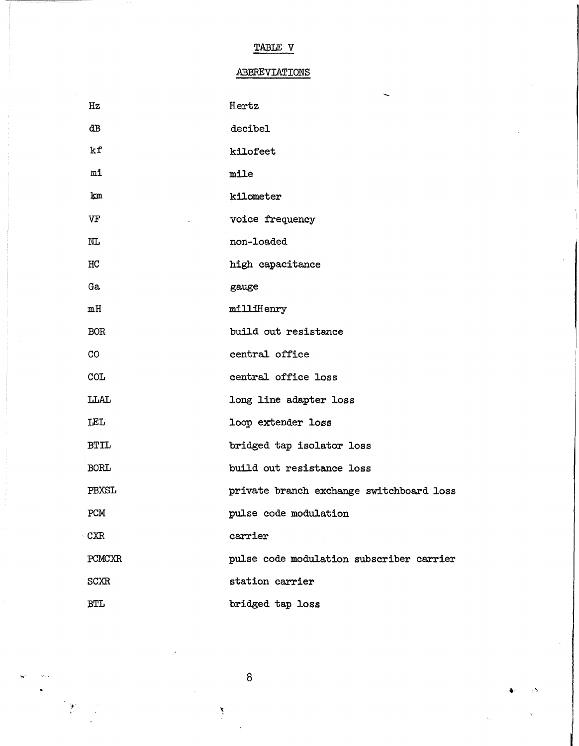TABLE V

ABBREVIATIONS

| | |
|---|---|
| Hz | Hertz |
| dB | decibel |
| kf | kilofeet |
| mi | mile |
| km | kilometer |
| VF | voice frequency |
| NL | non-loaded |
| HC | high capacitance |
| Ga | gauge |
| mH | milliHenry |
| BOR | build out resistance |
| CO | central office |
| COL | central office loss |
| LLAL | long line adapter loss |
| LEL | loop extender loss |
| BTIL | bridged tap isolator loss |
| BORL | build out resistance loss |
| PBXSL | private branch exchange switchboard loss |
| PCM | pulse code modulation |
| CXR | carrier |
| PCMCXR | pulse code modulation subscriber carrier |
| SCXR | station carrier |
| BTL | bridged tap loss |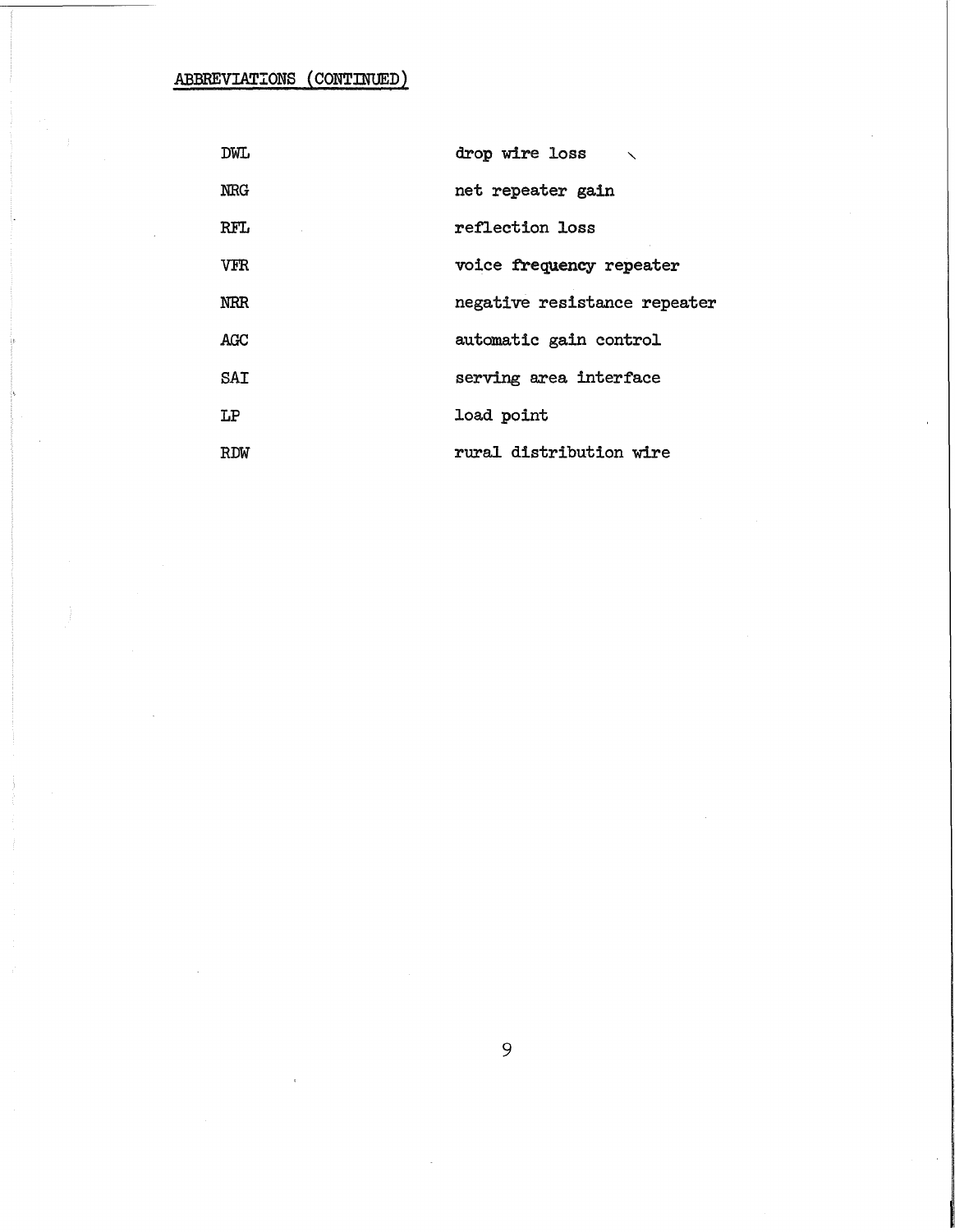## ABBREVIATIONS (CONTINUED)

| | |
|---|---|
| DWL | drop wire loss |
| NRG | net repeater gain |
| RFL | reflection loss |
| VFR | voice frequency repeater |
| NRR | negative resistance repeater |
| AGC | automatic gain control |
| SAI | serving area interface |
| LP | load point |
| RDW | rural distribution wire |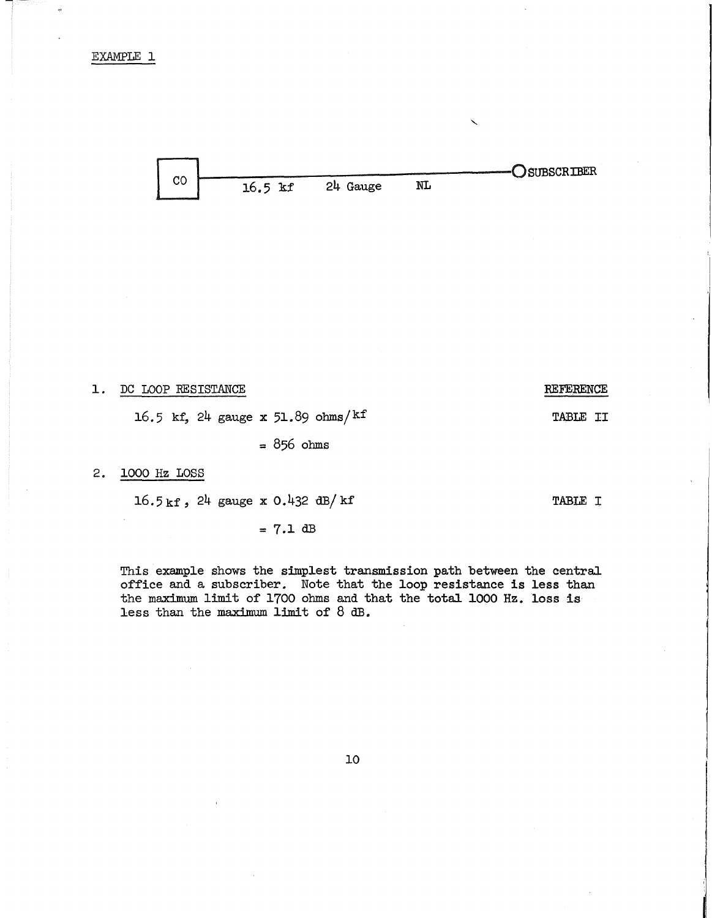EXAMPLE 1

CO —— 16.5 kf 24 Gauge NL —— O SUBSCRIBER

1. DC LOOP RESISTANCE — REFERENCE: TABLE II

   16.5 kf, 24 gauge x 51.89 ohms/kf

   = 856 ohms

2. 1000 Hz LOSS — REFERENCE: TABLE I

   16.5 kf, 24 gauge x 0.432 dB/kf

   = 7.1 dB

This example shows the simplest transmission path between the central office and a subscriber. Note that the loop resistance is less than the maximum limit of 1700 ohms and that the total 1000 Hz. loss is less than the maximum limit of 8 dB.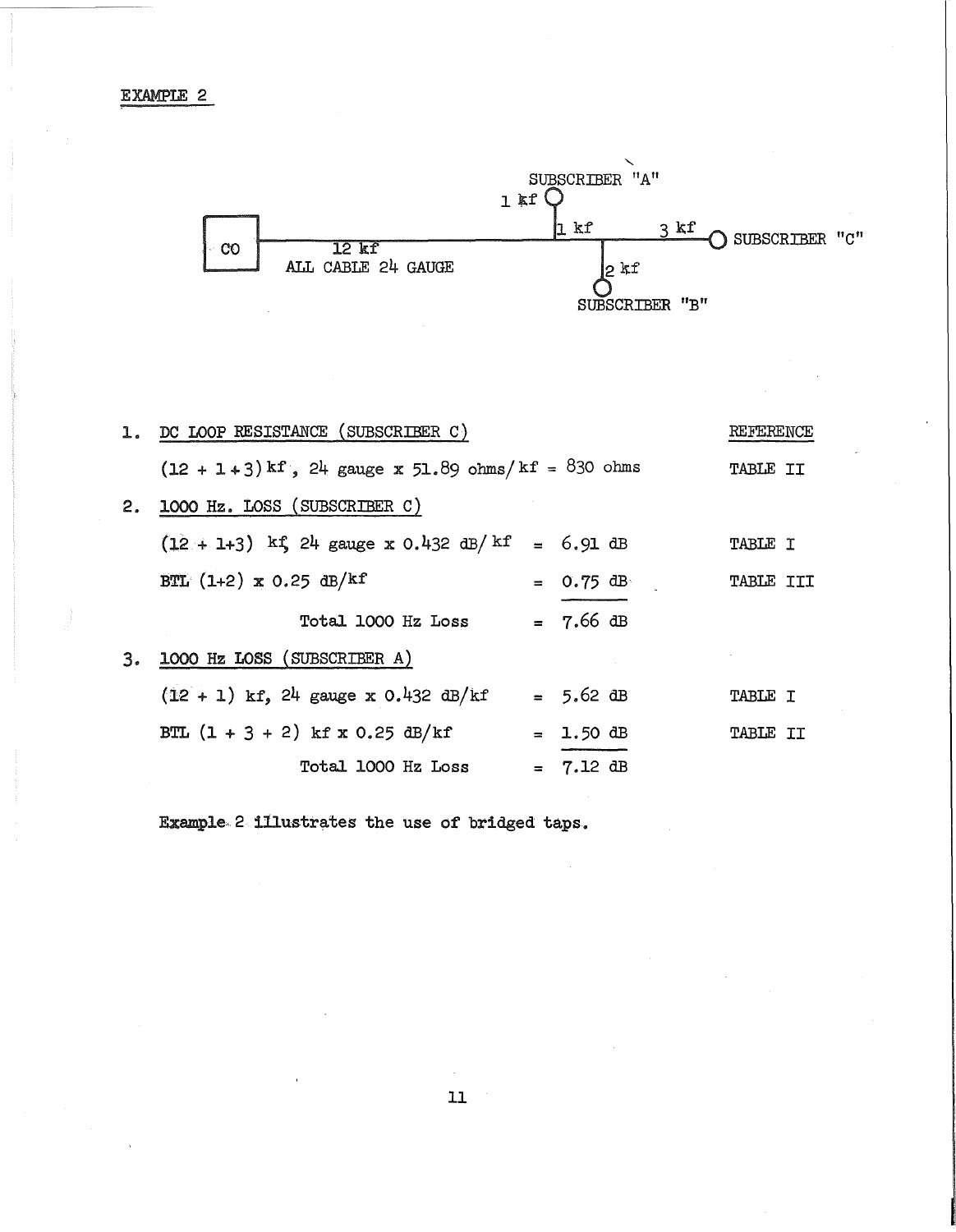EXAMPLE 2

SUBSCRIBER "A"

1 kf

CO — 12 kf — ALL CABLE 24 GAUGE — 1 kf — 3 kf — SUBSCRIBER "C"

2 kf

SUBSCRIBER "B"

| | | | REFERENCE |
|---|---|---|---|
| 1. | DC LOOP RESISTANCE (SUBSCRIBER C) | | |
| | (12 + 1 + 3) kf, 24 gauge x 51.89 ohms/kf = 830 ohms | | TABLE II |
| 2. | 1000 Hz. LOSS (SUBSCRIBER C) | | |
| | (12 + 1+3) kf, 24 gauge x 0.432 dB/kf | = 6.91 dB | TABLE I |
| | BTL (1+2) x 0.25 dB/kf | = 0.75 dB | TABLE III |
| | Total 1000 Hz Loss | = 7.66 dB | |
| 3. | 1000 Hz LOSS (SUBSCRIBER A) | | |
| | (12 + 1) kf, 24 gauge x 0.432 dB/kf | = 5.62 dB | TABLE I |
| | BTL (1 + 3 + 2) kf x 0.25 dB/kf | = 1.50 dB | TABLE II |
| | Total 1000 Hz Loss | = 7.12 dB | |

Example 2 illustrates the use of bridged taps.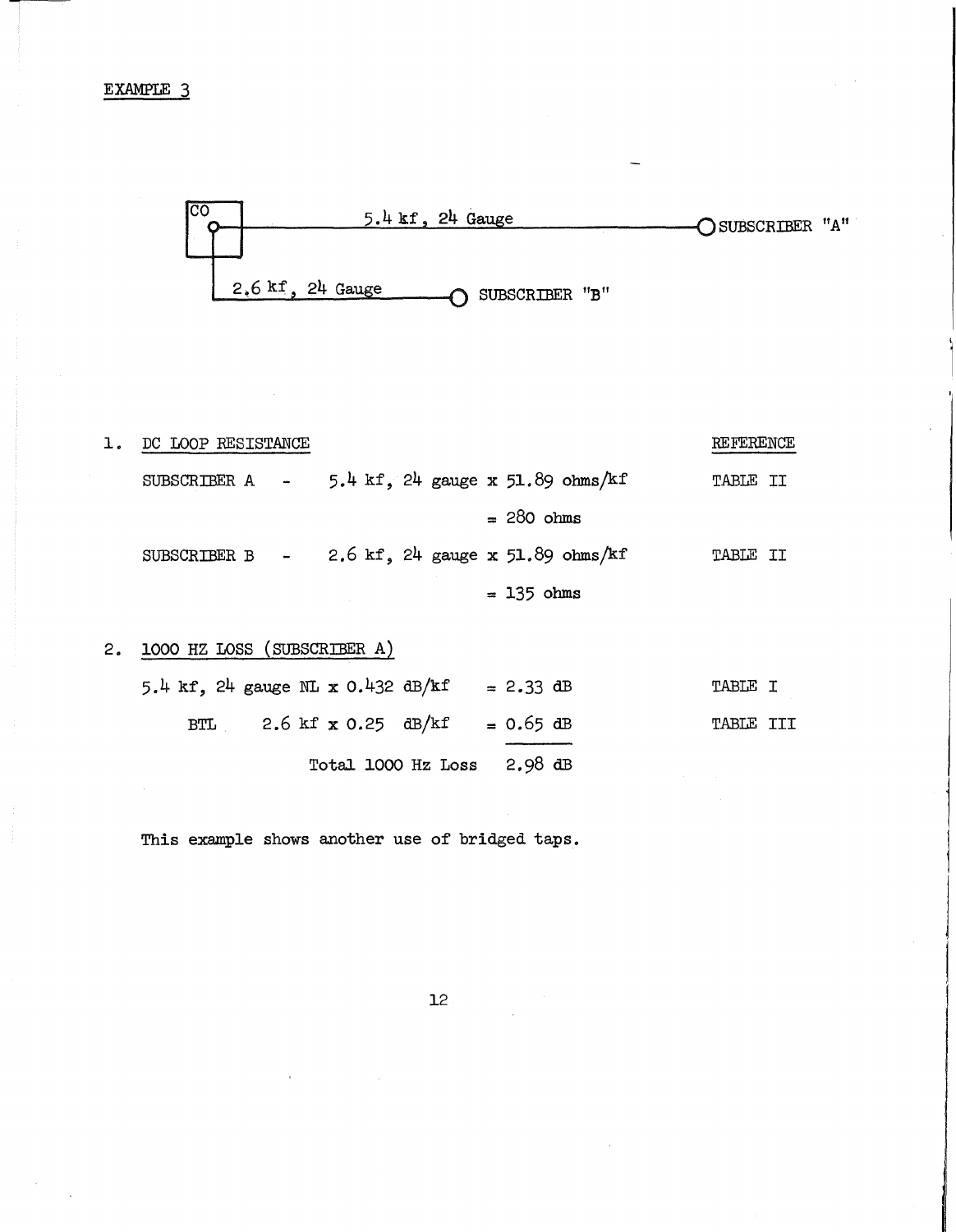EXAMPLE 3

CO — 5.4 kf, 24 Gauge — SUBSCRIBER "A"

2.6 kf, 24 Gauge — SUBSCRIBER "B"

1. DC LOOP RESISTANCE

| | | REFERENCE |
|---|---|---|
| SUBSCRIBER A - | 5.4 kf, 24 gauge x 51.89 ohms/kf | TABLE II |
| | = 280 ohms | |
| SUBSCRIBER B - | 2.6 kf, 24 gauge x 51.89 ohms/kf | TABLE II |
| | = 135 ohms | |

2. 1000 HZ LOSS (SUBSCRIBER A)

| | | |
|---|---|---|
| 5.4 kf, 24 gauge NL x 0.432 dB/kf | = 2.33 dB | TABLE I |
| BTL 2.6 kf x 0.25 dB/kf | = 0.65 dB | TABLE III |
| Total 1000 Hz Loss | 2.98 dB | |

This example shows another use of bridged taps.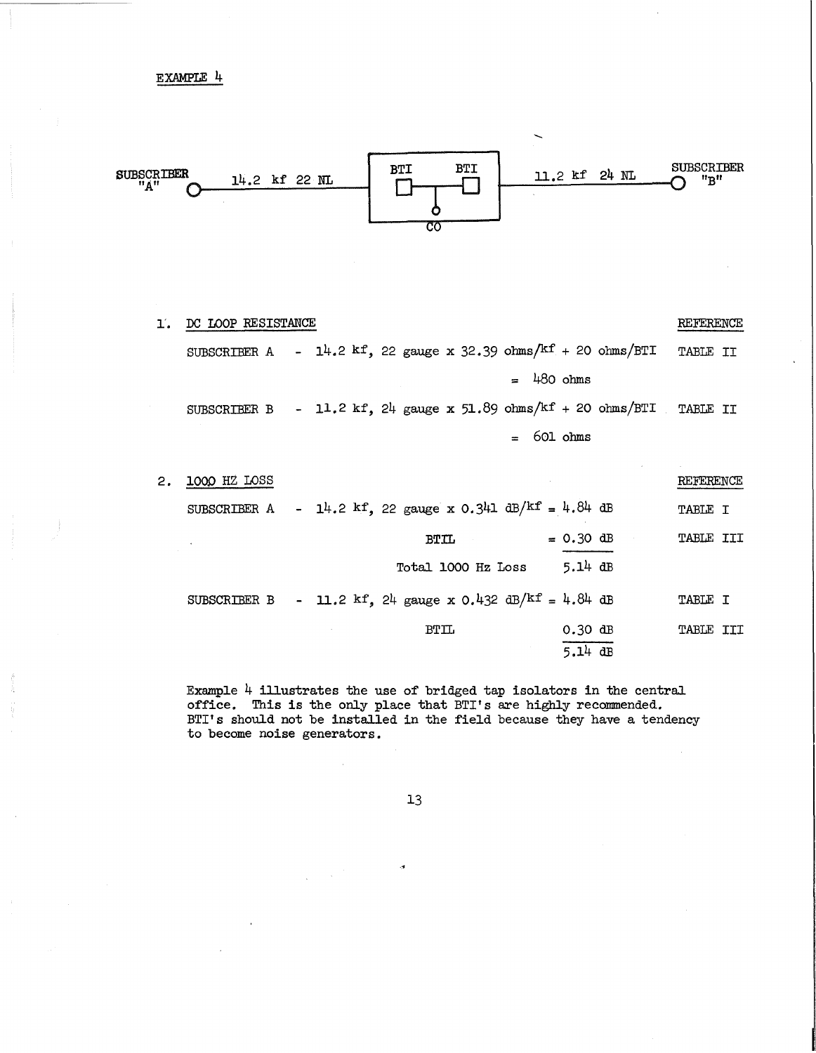EXAMPLE 4

SUBSCRIBER "A" — 14.2 kf 22 NL — [BTI — BTI, CO] — 11.2 kf 24 NL — SUBSCRIBER "B"

1. DC LOOP RESISTANCE

| | | REFERENCE |
|---|---|---|
| SUBSCRIBER A | - 14.2 kf, 22 gauge x 32.39 ohms/kf + 20 ohms/BTI | TABLE II |
| | = 480 ohms | |
| SUBSCRIBER B | - 11.2 kf, 24 gauge x 51.89 ohms/kf + 20 ohms/BTI | TABLE II |
| | = 601 ohms | |

2. 1000 HZ LOSS

| | | | REFERENCE |
|---|---|---|---|
| SUBSCRIBER A | - 14.2 kf, 22 gauge x 0.341 dB/kf | = 4.84 dB | TABLE I |
| | BTIL | = 0.30 dB | TABLE III |
| | Total 1000 Hz Loss | 5.14 dB | |
| SUBSCRIBER B | - 11.2 kf, 24 gauge x 0.432 dB/kf | = 4.84 dB | TABLE I |
| | BTIL | 0.30 dB | TABLE III |
| | | 5.14 dB | |

Example 4 illustrates the use of bridged tap isolators in the central office. This is the only place that BTI's are highly recommended. BTI's should not be installed in the field because they have a tendency to become noise generators.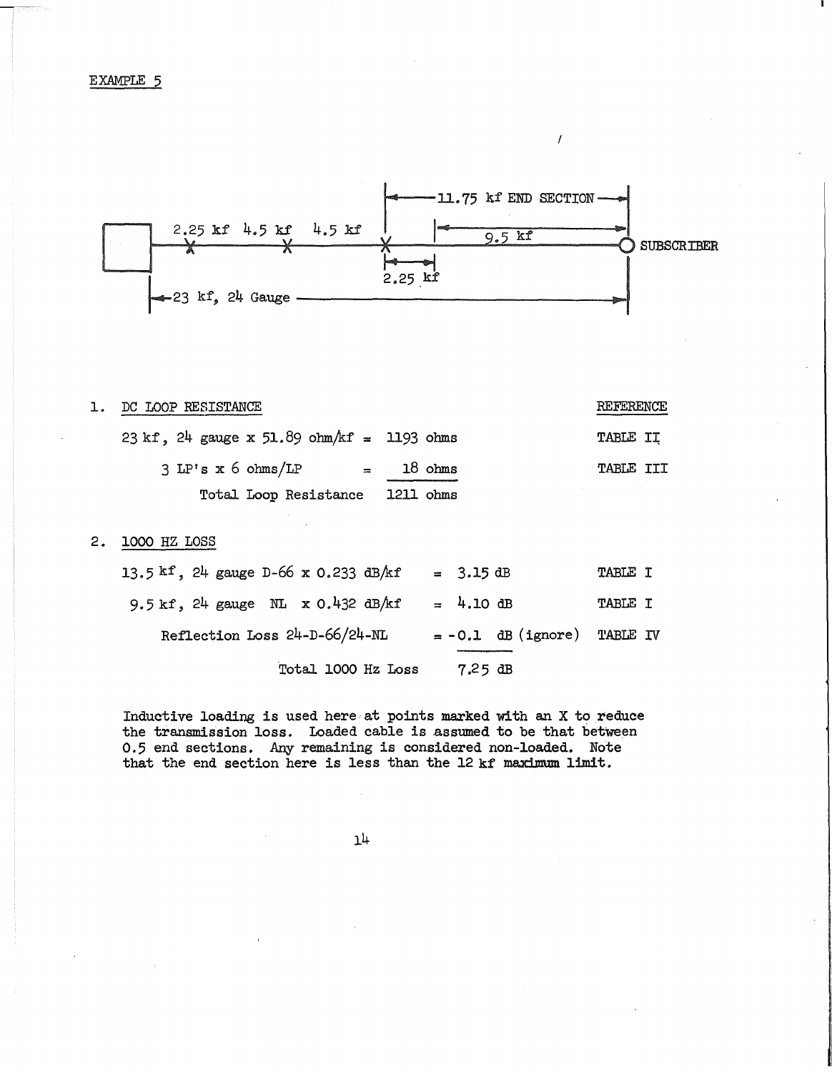EXAMPLE 5

2.25 kf 4.5 kf 4.5 kf

11.75 kf END SECTION

9.5 kf

2.25 kf

SUBSCRIBER

23 kf, 24 Gauge

1. DC LOOP RESISTANCE

| | | REFERENCE |
|---|---|---|
| 23 kf, 24 gauge x 51.89 ohm/kf = | 1193 ohms | TABLE II |
| 3 LP's x 6 ohms/LP = | 18 ohms | TABLE III |
| Total Loop Resistance | 1211 ohms | |

2. 1000 HZ LOSS

| | | |
|---|---|---|
| 13.5 kf, 24 gauge D-66 x 0.233 dB/kf | = 3.15 dB | TABLE I |
| 9.5 kf, 24 gauge NL x 0.432 dB/kf | = 4.10 dB | TABLE I |
| Reflection Loss 24-D-66/24-NL | = -0.1 dB (ignore) | TABLE IV |
| Total 1000 Hz Loss | 7.25 dB | |

Inductive loading is used here at points marked with an X to reduce the transmission loss. Loaded cable is assumed to be that between 0.5 end sections. Any remaining is considered non-loaded. Note that the end section here is less than the 12 kf maximum limit.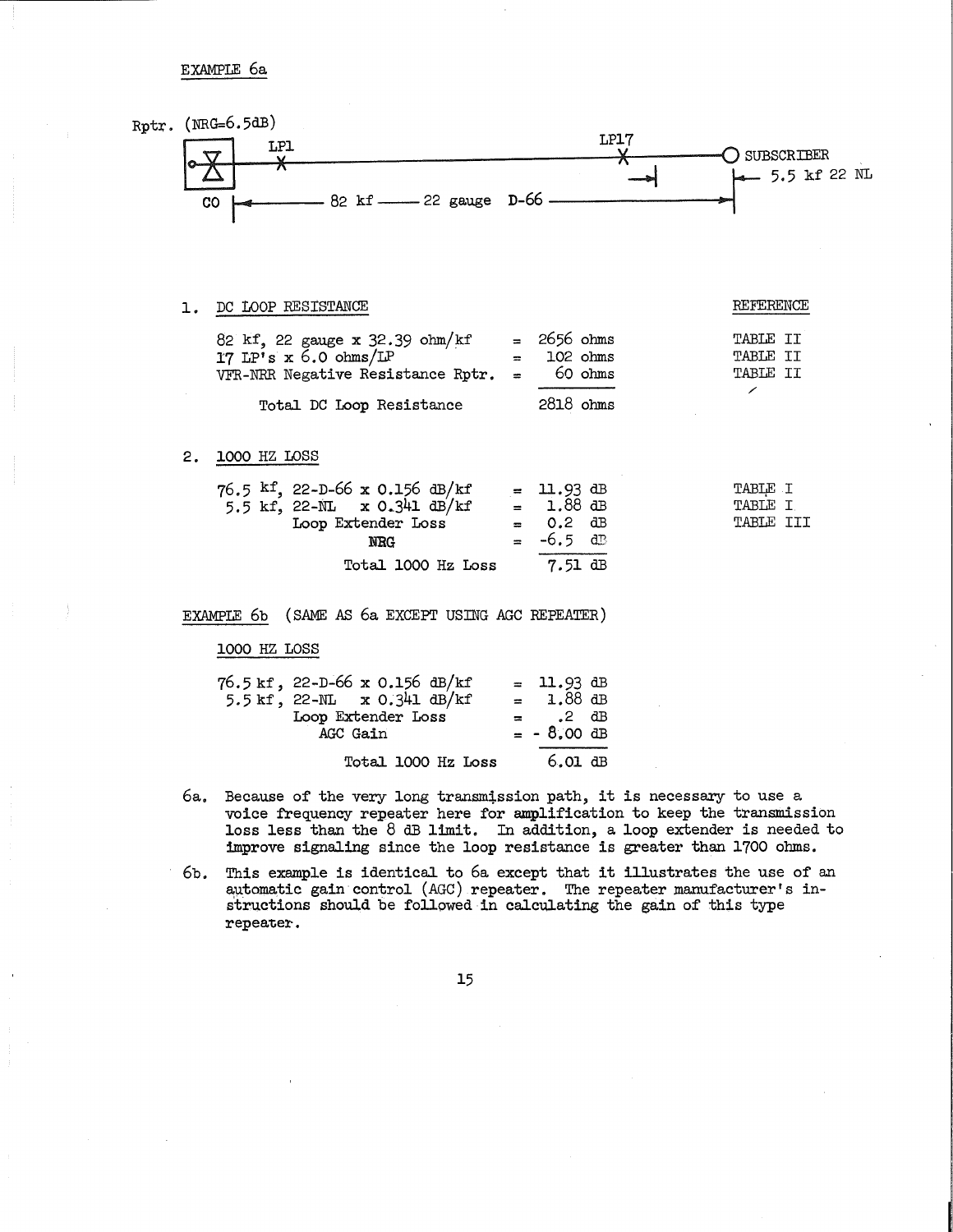EXAMPLE 6a

Rptr. (NRG=6.5dB)

LP1 — LP17 — SUBSCRIBER

CO ← 82 kf — 22 gauge D-66 → ← 5.5 kf 22 NL

1. DC LOOP RESISTANCE

| | | REFERENCE |
|---|---|---|
| 82 kf, 22 gauge x 32.39 ohm/kf | = 2656 ohms | TABLE II |
| 17 LP's x 6.0 ohms/LP | = 102 ohms | TABLE II |
| VFR-NRR Negative Resistance Rptr. | = 60 ohms | TABLE II |
| Total DC Loop Resistance | 2818 ohms | |

2. 1000 HZ LOSS

| | | |
|---|---|---|
| 76.5 kf, 22-D-66 x 0.156 dB/kf | = 11.93 dB | TABLE I |
| 5.5 kf, 22-NL x 0.341 dB/kf | = 1.88 dB | TABLE I |
| Loop Extender Loss | = 0.2 dB | TABLE III |
| NRG | = -6.5 dB | |
| Total 1000 Hz Loss | 7.51 dB | |

EXAMPLE 6b (SAME AS 6a EXCEPT USING AGC REPEATER)

1000 HZ LOSS

| | |
|---|---|
| 76.5 kf, 22-D-66 x 0.156 dB/kf | = 11.93 dB |
| 5.5 kf, 22-NL x 0.341 dB/kf | = 1.88 dB |
| Loop Extender Loss | = .2 dB |
| AGC Gain | = - 8.00 dB |
| Total 1000 Hz Loss | 6.01 dB |

6a. Because of the very long transmission path, it is necessary to use a voice frequency repeater here for amplification to keep the transmission loss less than the 8 dB limit. In addition, a loop extender is needed to improve signaling since the loop resistance is greater than 1700 ohms.

6b. This example is identical to 6a except that it illustrates the use of an automatic gain control (AGC) repeater. The repeater manufacturer's instructions should be followed in calculating the gain of this type repeater.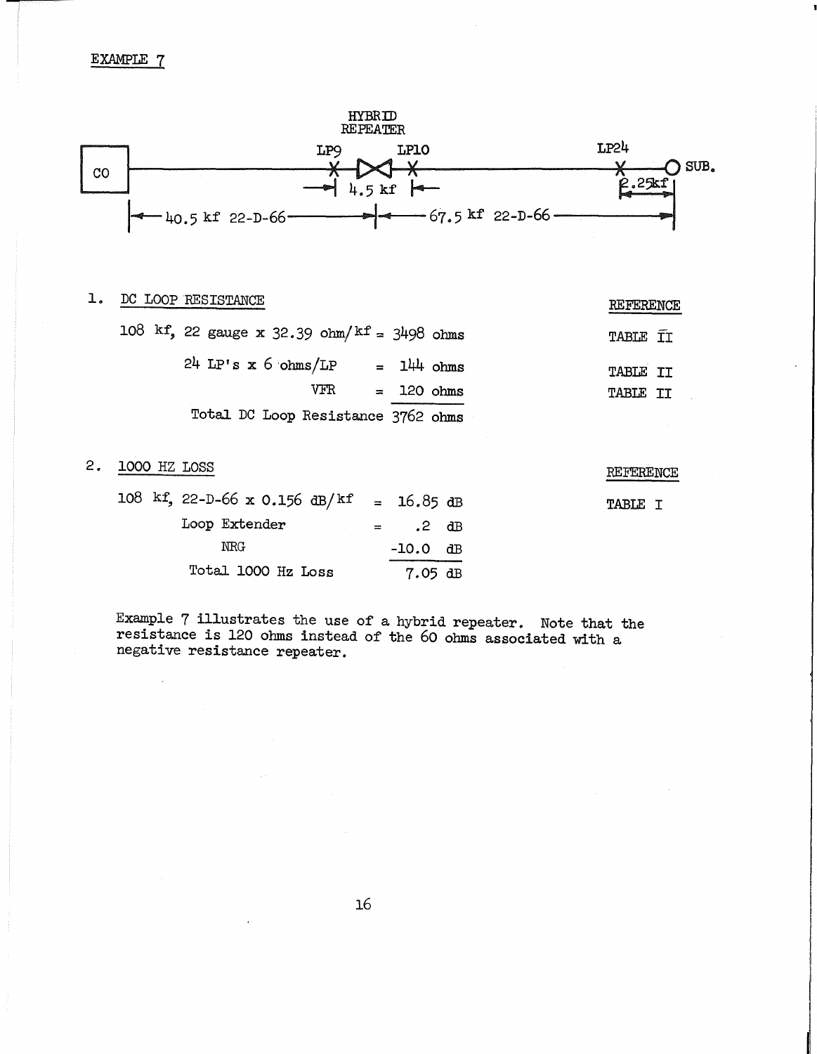EXAMPLE 7

HYBRID REPEATER

CO — LP9 — 4.5 kf — LP10 — LP24 — SUB.

40.5 kf 22-D-66 | 67.5 kf 22-D-66 | 2.25kf

1. DC LOOP RESISTANCE

| | | REFERENCE |
|---|---|---|
| 108 kf, 22 gauge x 32.39 ohm/kf | = 3498 ohms | TABLE II |
| 24 LP's x 6 ohms/LP | = 144 ohms | TABLE II |
| VFR | = 120 ohms | TABLE II |
| Total DC Loop Resistance | 3762 ohms | |

2. 1000 HZ LOSS

| | | REFERENCE |
|---|---|---|
| 108 kf, 22-D-66 x 0.156 dB/kf | = 16.85 dB | TABLE I |
| Loop Extender | = .2 dB | |
| NRG | -10.0 dB | |
| Total 1000 Hz Loss | 7.05 dB | |

Example 7 illustrates the use of a hybrid repeater. Note that the resistance is 120 ohms instead of the 60 ohms associated with a negative resistance repeater.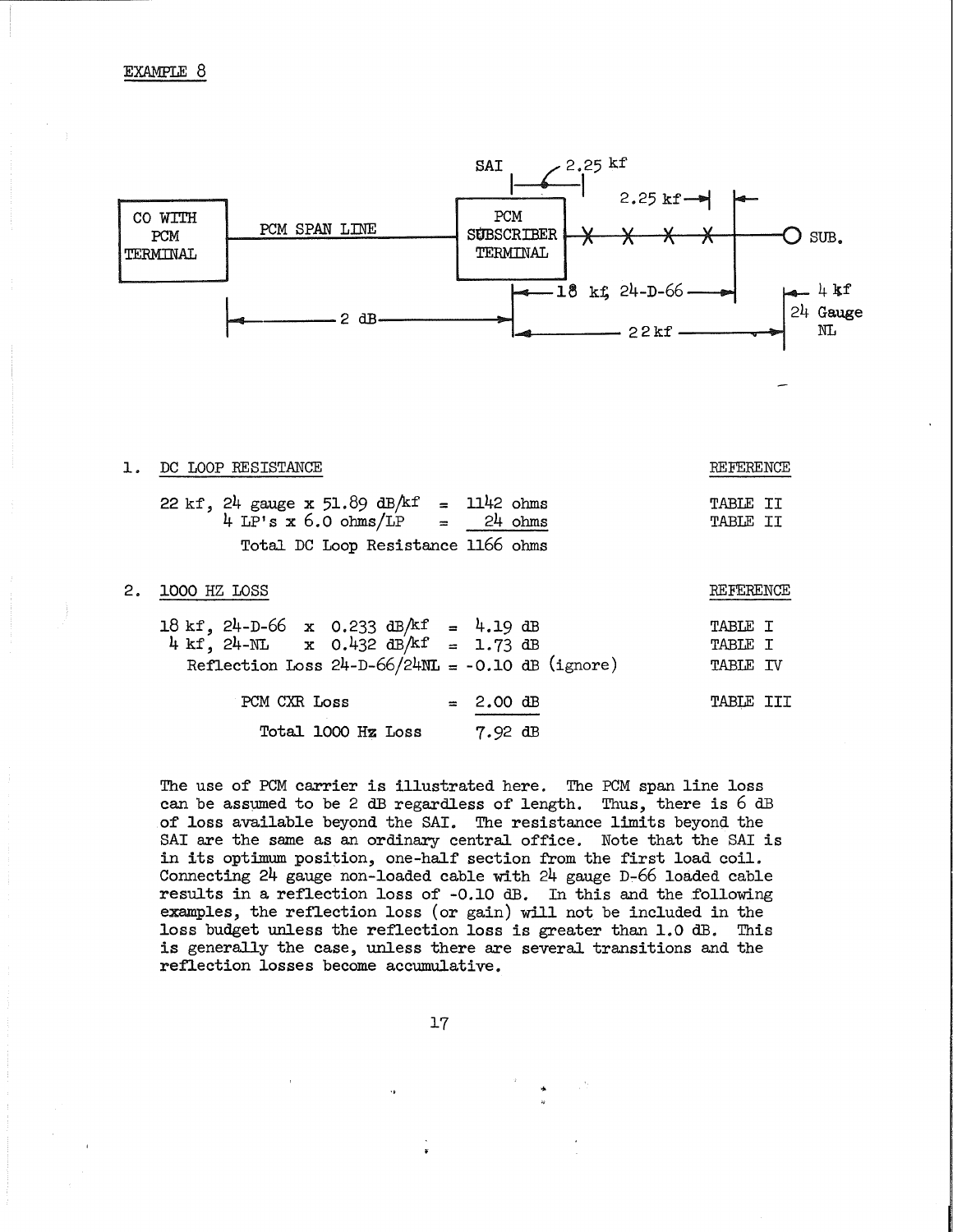EXAMPLE 8

CO WITH PCM TERMINAL — PCM SPAN LINE — PCM SUBSCRIBER TERMINAL — SUB.

SAI 2.25 kf; 2.25 kf; 18 kf, 24-D-66; 4 kf 24 Gauge NL; 2 dB; 22 kf

1. DC LOOP RESISTANCE

| | | REFERENCE |
|---|---|---|
| 22 kf, 24 gauge x 51.89 dB/kf | = 1142 ohms | TABLE II |
| 4 LP's x 6.0 ohms/LP | = 24 ohms | TABLE II |
| Total DC Loop Resistance | 1166 ohms | |

2. 1000 HZ LOSS

| | | REFERENCE |
|---|---|---|
| 18 kf, 24-D-66 x 0.233 dB/kf | = 4.19 dB | TABLE I |
| 4 kf, 24-NL x 0.432 dB/kf | = 1.73 dB | TABLE I |
| Reflection Loss 24-D-66/24NL | = -0.10 dB (ignore) | TABLE IV |
| PCM CXR Loss | = 2.00 dB | TABLE III |
| Total 1000 Hz Loss | 7.92 dB | |

The use of PCM carrier is illustrated here. The PCM span line loss can be assumed to be 2 dB regardless of length. Thus, there is 6 dB of loss available beyond the SAI. The resistance limits beyond the SAI are the same as an ordinary central office. Note that the SAI is in its optimum position, one-half section from the first load coil. Connecting 24 gauge non-loaded cable with 24 gauge D-66 loaded cable results in a reflection loss of -0.10 dB. In this and the following examples, the reflection loss (or gain) will not be included in the loss budget unless the reflection loss is greater than 1.0 dB. This is generally the case, unless there are several transitions and the reflection losses become accumulative.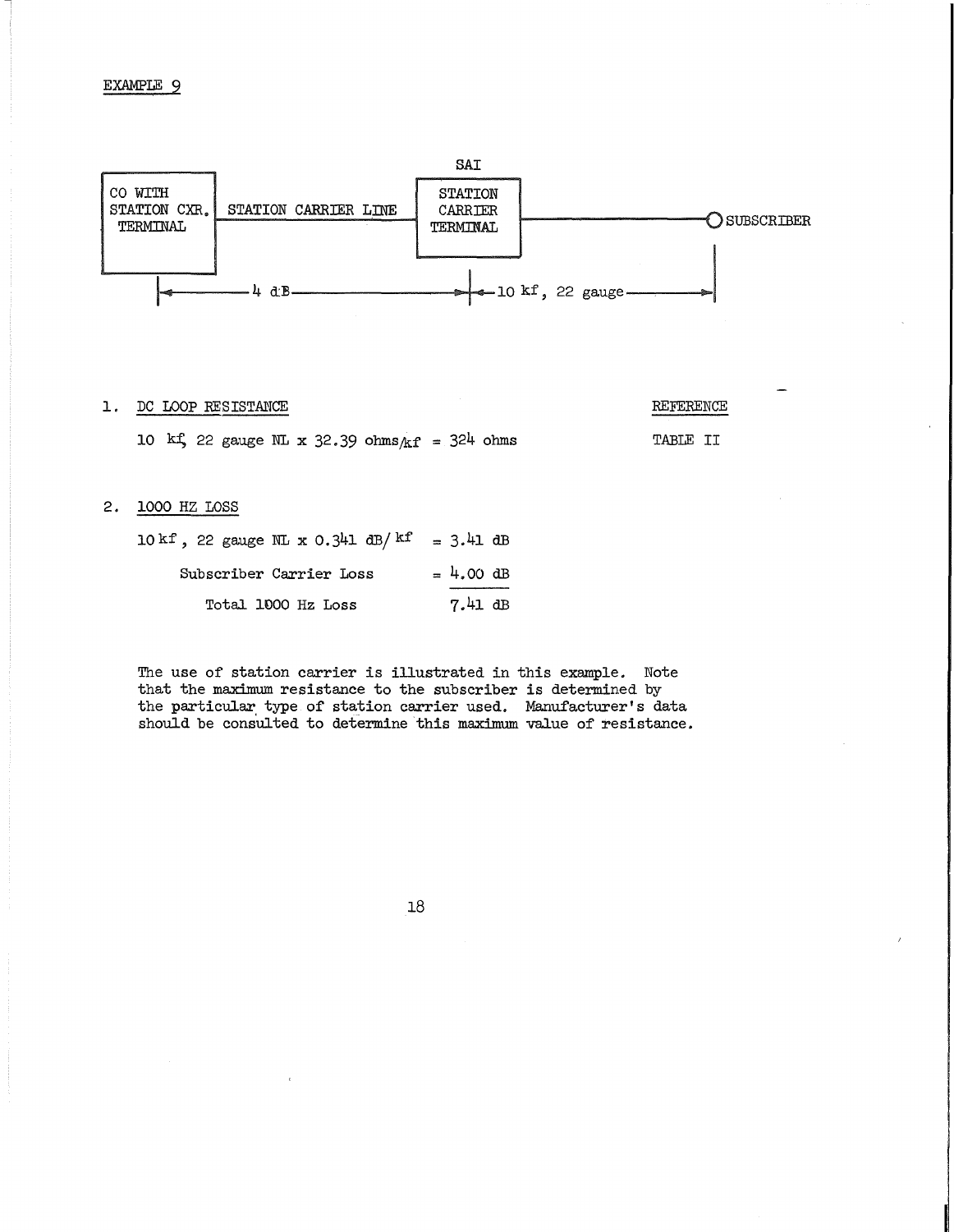EXAMPLE 9

SAI

CO WITH STATION CXR. TERMINAL — STATION CARRIER LINE — STATION CARRIER TERMINAL — SUBSCRIBER

|←— 4 dB —→|←— 10 kf, 22 gauge —→|

1. DC LOOP RESISTANCE — REFERENCE

   10 kf, 22 gauge NL x 32.39 ohms/kf = 324 ohms — TABLE II

2. 1000 HZ LOSS

| | |
|---|---|
| 10 kf, 22 gauge NL x 0.341 dB/kf | = 3.41 dB |
| Subscriber Carrier Loss | = 4.00 dB |
| Total 1000 Hz Loss | 7.41 dB |

The use of station carrier is illustrated in this example. Note that the maximum resistance to the subscriber is determined by the particular type of station carrier used. Manufacturer's data should be consulted to determine this maximum value of resistance.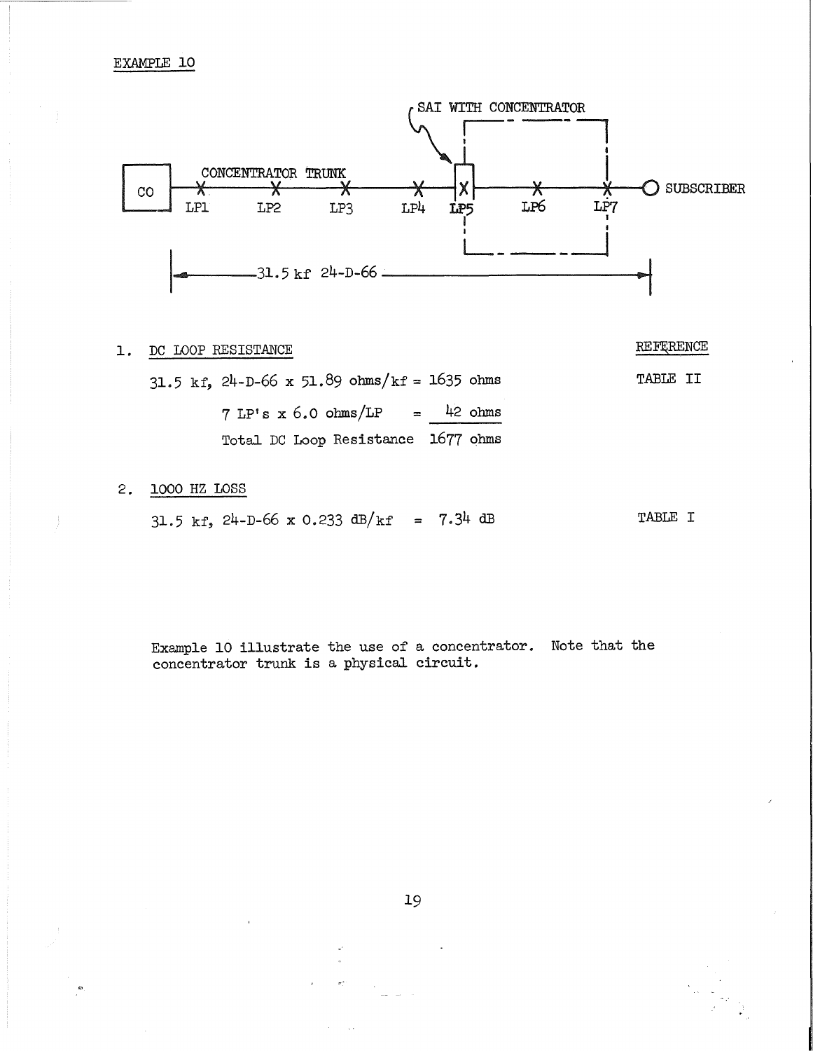EXAMPLE 10

CO — CONCENTRATOR TRUNK — LP1, LP2, LP3, LP4, LP5 (SAI WITH CONCENTRATOR), LP6, LP7 — SUBSCRIBER

31.5 kf 24-D-66

1. DC LOOP RESISTANCE — REFERENCE: TABLE II

   31.5 kf, 24-D-66 x 51.89 ohms/kf = 1635 ohms

   7 LP's x 6.0 ohms/LP = 42 ohms

   Total DC Loop Resistance 1677 ohms

2. 1000 HZ LOSS — REFERENCE: TABLE I

   31.5 kf, 24-D-66 x 0.233 dB/kf = 7.34 dB

Example 10 illustrate the use of a concentrator. Note that the concentrator trunk is a physical circuit.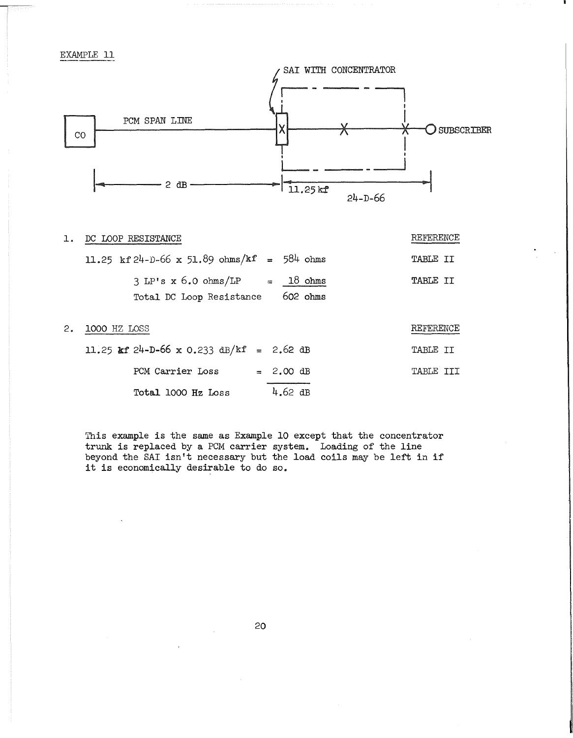EXAMPLE 11

SAI WITH CONCENTRATOR

CO — PCM SPAN LINE — X — X — X — SUBSCRIBER

2 dB | 11.25 kf 24-D-66

1. DC LOOP RESISTANCE

| | | REFERENCE |
|---|---|---|
| 11.25 kf 24-D-66 x 51.89 ohms/kf | = 584 ohms | TABLE II |
| 3 LP's x 6.0 ohms/LP | = 18 ohms | TABLE II |
| Total DC Loop Resistance | 602 ohms | |

2. 1000 HZ LOSS

| | | REFERENCE |
|---|---|---|
| 11.25 kf 24-D-66 x 0.233 dB/kf | = 2.62 dB | TABLE II |
| PCM Carrier Loss | = 2.00 dB | TABLE III |
| Total 1000 Hz Loss | 4.62 dB | |

This example is the same as Example 10 except that the concentrator trunk is replaced by a PCM carrier system. Loading of the line beyond the SAI isn't necessary but the load coils may be left in if it is economically desirable to do so.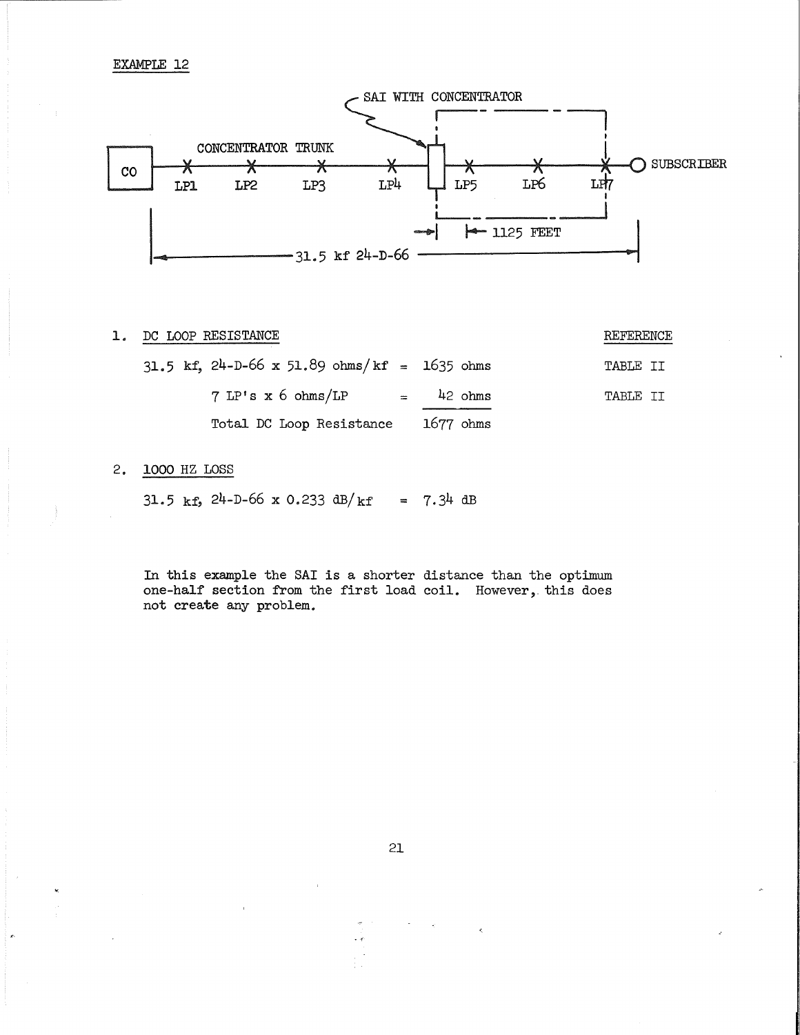EXAMPLE 12

SAI WITH CONCENTRATOR

CONCENTRATOR TRUNK

CO — LP1 — LP2 — LP3 — LP4 — [SAI] — LP5 — LP6 — LP7 — SUBSCRIBER

1125 FEET

31.5 kf 24-D-66

1. DC LOOP RESISTANCE

| | | REFERENCE |
|---|---|---|
| 31.5 kf, 24-D-66 x 51.89 ohms/kf = | 1635 ohms | TABLE II |
| 7 LP's x 6 ohms/LP = | 42 ohms | TABLE II |
| Total DC Loop Resistance | 1677 ohms | |

2. 1000 HZ LOSS

31.5 kf, 24-D-66 x 0.233 dB/kf = 7.34 dB

In this example the SAI is a shorter distance than the optimum one-half section from the first load coil. However, this does not create any problem.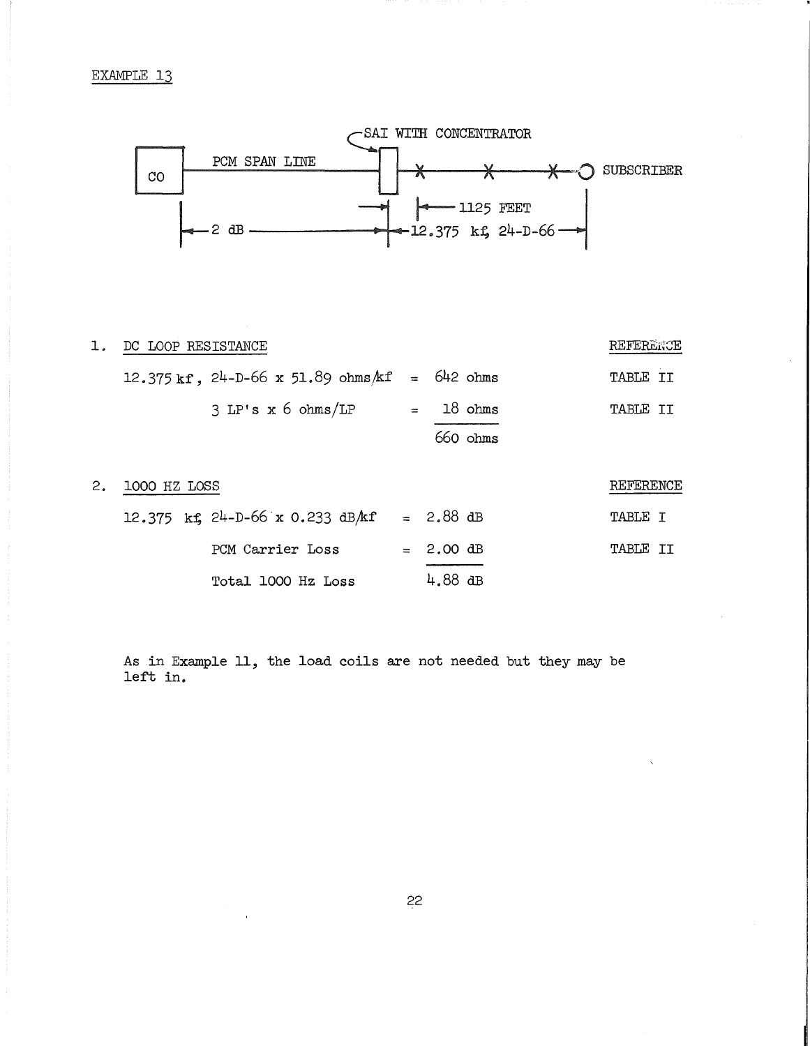EXAMPLE 13

SAI WITH CONCENTRATOR

CO — PCM SPAN LINE — SUBSCRIBER

2 dB — 1125 FEET — 12.375 kf, 24-D-66

1. DC LOOP RESISTANCE

| | | REFERENCE |
|---|---|---|
| 12.375 kf, 24-D-66 x 51.89 ohms/kf | = 642 ohms | TABLE II |
| 3 LP's x 6 ohms/LP | = 18 ohms | TABLE II |
| | 660 ohms | |

2. 1000 HZ LOSS

| | | REFERENCE |
|---|---|---|
| 12.375 kf, 24-D-66 x 0.233 dB/kf | = 2.88 dB | TABLE I |
| PCM Carrier Loss | = 2.00 dB | TABLE II |
| Total 1000 Hz Loss | 4.88 dB | |

As in Example 11, the load coils are not needed but they may be left in.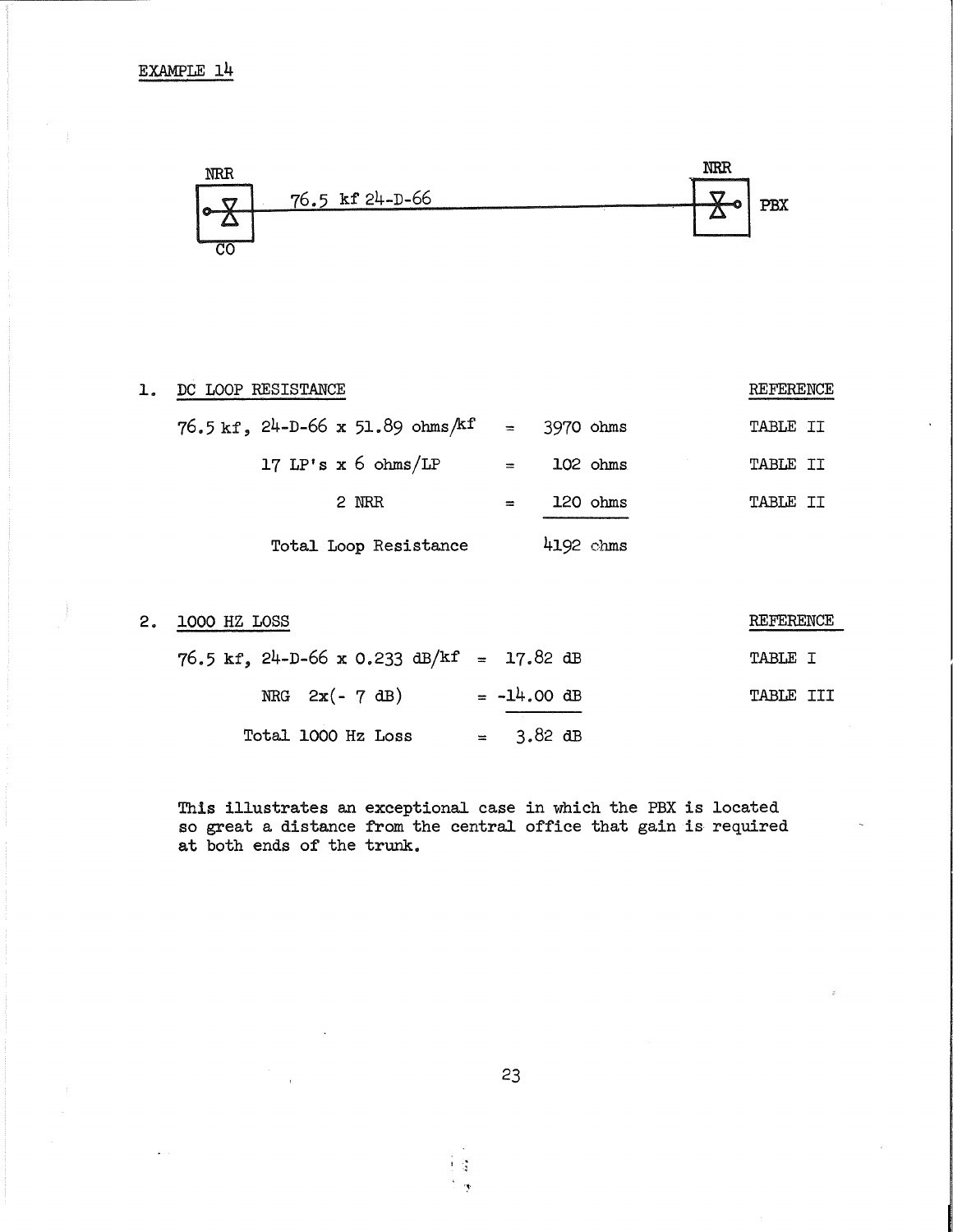EXAMPLE 14

NRR — 76.5 kf 24-D-66 — NRR

CO — PBX

1. DC LOOP RESISTANCE

| | | | REFERENCE |
|---|---|---|---|
| 76.5 kf, 24-D-66 x 51.89 ohms/kf | = | 3970 ohms | TABLE II |
| 17 LP's x 6 ohms/LP | = | 102 ohms | TABLE II |
| 2 NRR | = | 120 ohms | TABLE II |
| Total Loop Resistance | | 4192 ohms | |

2. 1000 HZ LOSS

| | | | REFERENCE |
|---|---|---|---|
| 76.5 kf, 24-D-66 x 0.233 dB/kf | = | 17.82 dB | TABLE I |
| NRG 2x(- 7 dB) | = | -14.00 dB | TABLE III |
| Total 1000 Hz Loss | = | 3.82 dB | |

This illustrates an exceptional case in which the PBX is located so great a distance from the central office that gain is required at both ends of the trunk.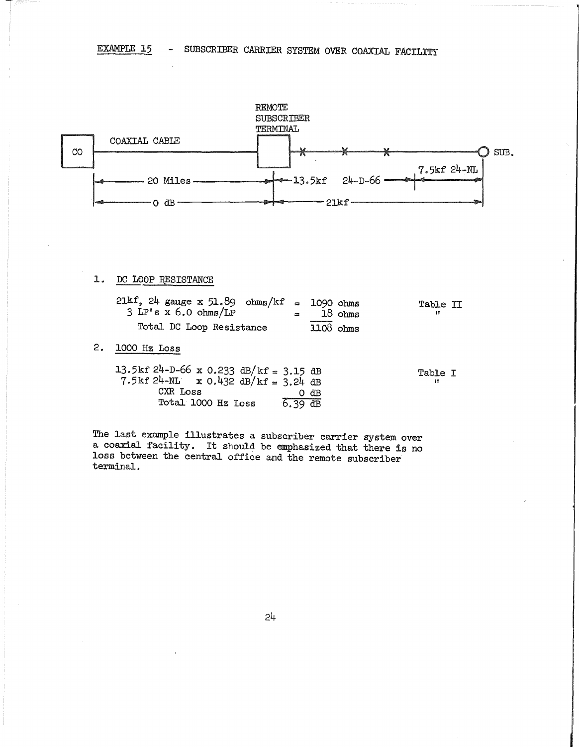EXAMPLE 15 - SUBSCRIBER CARRIER SYSTEM OVER COAXIAL FACILITY

CO
COAXIAL CABLE
REMOTE SUBSCRIBER TERMINAL
SUB.
20 Miles
0 dB
13.5kf 24-D-66
7.5kf 24-NL
21kf

1. DC LOOP RESISTANCE

| | | | |
|---|---|---|---|
| 21kf, 24 gauge x 51.89 ohms/kf | = | 1090 ohms | Table II |
| 3 LP's x 6.0 ohms/LP | = | 18 ohms | " |
| Total DC Loop Resistance | | 1108 ohms | |

2. 1000 Hz Loss

| | | |
|---|---|---|
| 13.5kf 24-D-66 x 0.233 dB/kf = | 3.15 dB | Table I |
| 7.5kf 24-NL x 0.432 dB/kf = | 3.24 dB | " |
| CXR Loss | 0 dB | |
| Total 1000 Hz Loss | 6.39 dB | |

The last example illustrates a subscriber carrier system over a coaxial facility. It should be emphasized that there is no loss between the central office and the remote subscriber terminal.